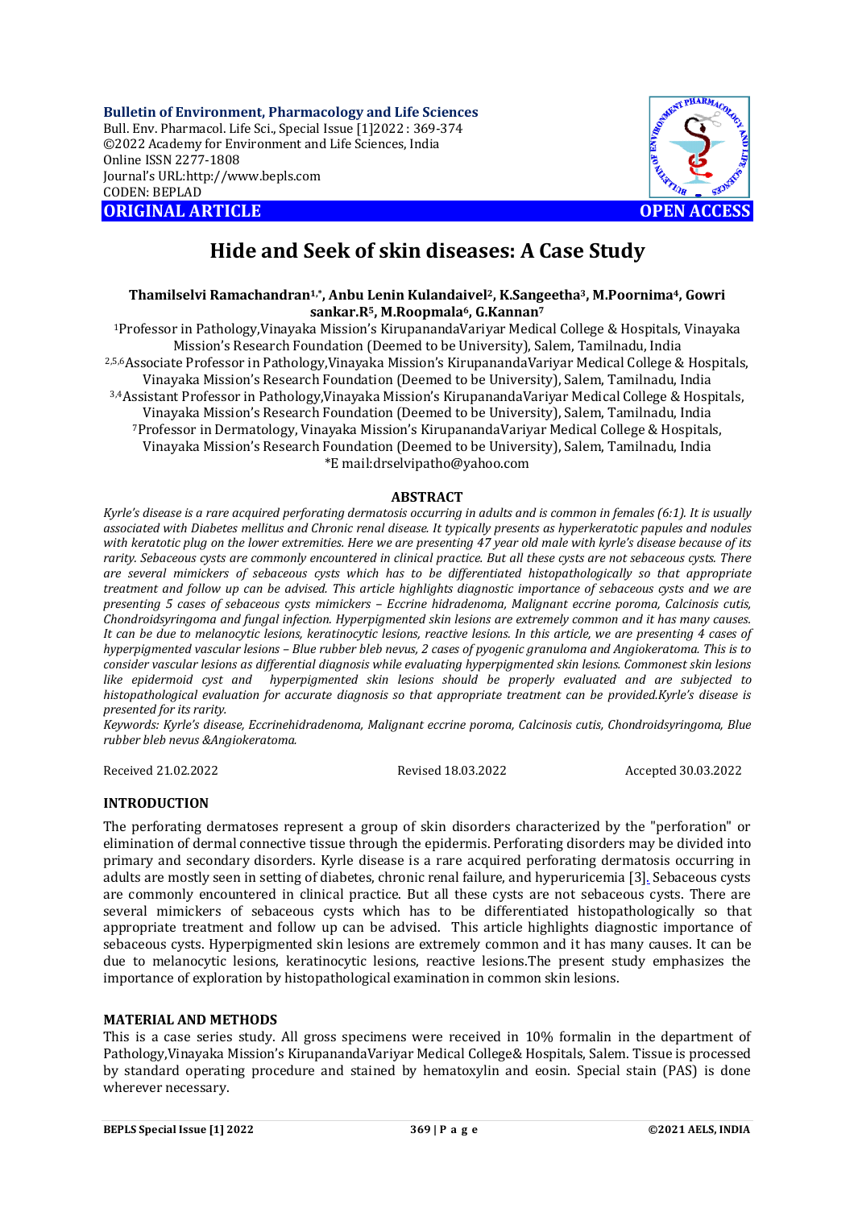**ORIGINAL ARTICLE** **OPEN ACCESS**

# Hide and Seek of skin diseases: A Case Study

**Thamilselvi Ramachandran[1,*], Anbu Lenin Kulandaivel[2], K.Sangeetha[3], M.Poornima[4], Gowri sankar.R[5], M.Roopmala[6], G.Kannan[7]**

[1]Professor in Pathology,Vinayaka Mission's KirupanandaVariyar Medical College & Hospitals, Vinayaka Mission's Research Foundation (Deemed to be University), Salem, Tamilnadu, India

[2,5,6]Associate Professor in Pathology,Vinayaka Mission's KirupanandaVariyar Medical College & Hospitals, Vinayaka Mission's Research Foundation (Deemed to be University), Salem, Tamilnadu, India

[3,4]Assistant Professor in Pathology,Vinayaka Mission's KirupanandaVariyar Medical College & Hospitals, Vinayaka Mission's Research Foundation (Deemed to be University), Salem, Tamilnadu, India

[7]Professor in Dermatology, Vinayaka Mission's KirupanandaVariyar Medical College & Hospitals, Vinayaka Mission's Research Foundation (Deemed to be University), Salem, Tamilnadu, India

*E mail:drselvipatho@yahoo.com

## ABSTRACT

*Kyrle's disease is a rare acquired perforating dermatosis occurring in adults and is common in females (6:1). It is usually associated with Diabetes mellitus and Chronic renal disease. It typically presents as hyperkeratotic papules and nodules with keratotic plug on the lower extremities. Here we are presenting 47 year old male with kyrle's disease because of its rarity. Sebaceous cysts are commonly encountered in clinical practice. But all these cysts are not sebaceous cysts. There are several mimickers of sebaceous cysts which has to be differentiated histopathologically so that appropriate treatment and follow up can be advised. This article highlights diagnostic importance of sebaceous cysts and we are presenting 5 cases of sebaceous cysts mimickers – Eccrine hidradenoma, Malignant eccrine poroma, Calcinosis cutis, Chondroidsyringoma and fungal infection. Hyperpigmented skin lesions are extremely common and it has many causes. It can be due to melanocytic lesions, keratinocytic lesions, reactive lesions. In this article, we are presenting 4 cases of hyperpigmented vascular lesions – Blue rubber bleb nevus, 2 cases of pyogenic granuloma and Angiokeratoma. This is to consider vascular lesions as differential diagnosis while evaluating hyperpigmented skin lesions. Commonest skin lesions like epidermoid cyst and hyperpigmented skin lesions should be properly evaluated and are subjected to histopathological evaluation for accurate diagnosis so that appropriate treatment can be provided.Kyrle's disease is presented for its rarity.*

*Keywords: Kyrle's disease, Eccrinehidradenoma, Malignant eccrine poroma, Calcinosis cutis, Chondroidsyringoma, Blue rubber bleb nevus &Angiokeratoma.*

Received 21.02.2022 Revised 18.03.2022 Accepted 30.03.2022

## INTRODUCTION

The perforating dermatoses represent a group of skin disorders characterized by the "perforation" or elimination of dermal connective tissue through the epidermis. Perforating disorders may be divided into primary and secondary disorders. Kyrle disease is a rare acquired perforating dermatosis occurring in adults are mostly seen in setting of diabetes, chronic renal failure, and hyperuricemia [3]. Sebaceous cysts are commonly encountered in clinical practice. But all these cysts are not sebaceous cysts. There are several mimickers of sebaceous cysts which has to be differentiated histopathologically so that appropriate treatment and follow up can be advised. This article highlights diagnostic importance of sebaceous cysts. Hyperpigmented skin lesions are extremely common and it has many causes. It can be due to melanocytic lesions, keratinocytic lesions, reactive lesions.The present study emphasizes the importance of exploration by histopathological examination in common skin lesions.

## MATERIAL AND METHODS

This is a case series study. All gross specimens were received in 10% formalin in the department of Pathology,Vinayaka Mission's KirupanandaVariyar Medical College& Hospitals, Salem. Tissue is processed by standard operating procedure and stained by hematoxylin and eosin. Special stain (PAS) is done wherever necessary.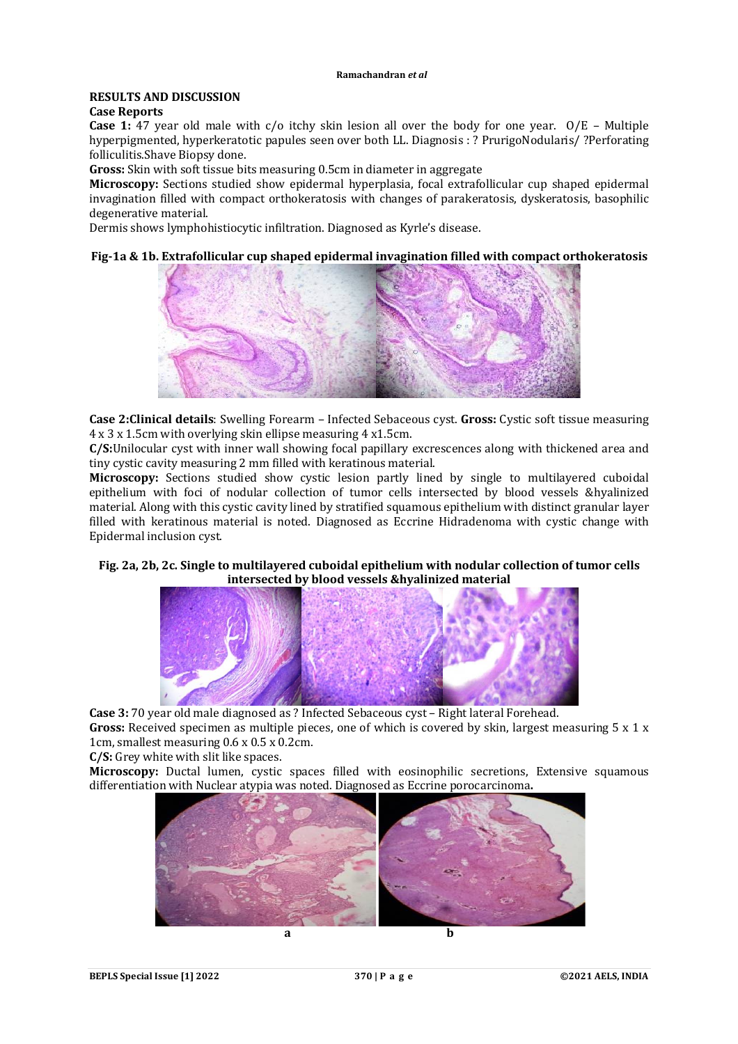## RESULTS AND DISCUSSION

### Case Reports

**Case 1:** 47 year old male with c/o itchy skin lesion all over the body for one year. O/E – Multiple hyperpigmented, hyperkeratotic papules seen over both LL. Diagnosis : ? PrurigoNodularis/ ?Perforating folliculitis.Shave Biopsy done.

**Gross:** Skin with soft tissue bits measuring 0.5cm in diameter in aggregate

**Microscopy:** Sections studied show epidermal hyperplasia, focal extrafollicular cup shaped epidermal invagination filled with compact orthokeratosis with changes of parakeratosis, dyskeratosis, basophilic degenerative material.

Dermis shows lymphohistiocytic infiltration. Diagnosed as Kyrle's disease.

**Fig-1a & 1b. Extrafollicular cup shaped epidermal invagination filled with compact orthokeratosis**

**Case 2:Clinical details**: Swelling Forearm – Infected Sebaceous cyst. **Gross:** Cystic soft tissue measuring 4 x 3 x 1.5cm with overlying skin ellipse measuring 4 x1.5cm.

**C/S:**Unilocular cyst with inner wall showing focal papillary excrescences along with thickened area and tiny cystic cavity measuring 2 mm filled with keratinous material.

**Microscopy:** Sections studied show cystic lesion partly lined by single to multilayered cuboidal epithelium with foci of nodular collection of tumor cells intersected by blood vessels &hyalinized material. Along with this cystic cavity lined by stratified squamous epithelium with distinct granular layer filled with keratinous material is noted. Diagnosed as Eccrine Hidradenoma with cystic change with Epidermal inclusion cyst.

**Fig. 2a, 2b, 2c. Single to multilayered cuboidal epithelium with nodular collection of tumor cells intersected by blood vessels &hyalinized material**

**Case 3:** 70 year old male diagnosed as ? Infected Sebaceous cyst – Right lateral Forehead.

**Gross:** Received specimen as multiple pieces, one of which is covered by skin, largest measuring 5 x 1 x 1cm, smallest measuring 0.6 x 0.5 x 0.2cm.

**C/S:** Grey white with slit like spaces.

**Microscopy:** Ductal lumen, cystic spaces filled with eosinophilic secretions, Extensive squamous differentiation with Nuclear atypia was noted. Diagnosed as Eccrine porocarcinoma**.**

a b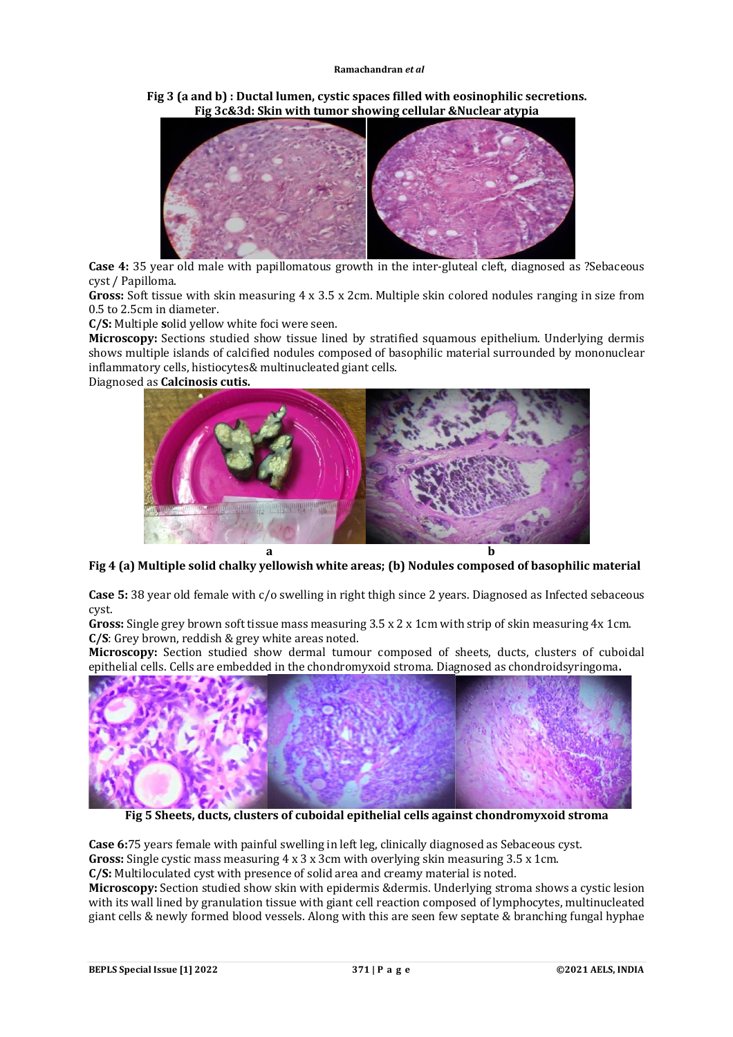**Fig 3 (a and b) : Ductal lumen, cystic spaces filled with eosinophilic secretions.**
**Fig 3c&3d: Skin with tumor showing cellular &Nuclear atypia**

**Case 4:** 35 year old male with papillomatous growth in the inter-gluteal cleft, diagnosed as ?Sebaceous cyst / Papilloma.

**Gross:** Soft tissue with skin measuring 4 x 3.5 x 2cm. Multiple skin colored nodules ranging in size from 0.5 to 2.5cm in diameter.

**C/S:** Multiple **s**olid yellow white foci were seen.

**Microscopy:** Sections studied show tissue lined by stratified squamous epithelium. Underlying dermis shows multiple islands of calcified nodules composed of basophilic material surrounded by mononuclear inflammatory cells, histiocytes& multinucleated giant cells.

Diagnosed as **Calcinosis cutis.**

**Fig 4 (a) Multiple solid chalky yellowish white areas; (b) Nodules composed of basophilic material**

**Case 5:** 38 year old female with c/o swelling in right thigh since 2 years. Diagnosed as Infected sebaceous cyst.

**Gross:** Single grey brown soft tissue mass measuring 3.5 x 2 x 1cm with strip of skin measuring 4x 1cm.

**C/S**: Grey brown, reddish & grey white areas noted.

**Microscopy:** Section studied show dermal tumour composed of sheets, ducts, clusters of cuboidal epithelial cells. Cells are embedded in the chondromyxoid stroma. Diagnosed as chondroidsyringoma**.**

**Fig 5 Sheets, ducts, clusters of cuboidal epithelial cells against chondromyxoid stroma**

**Case 6:**75 years female with painful swelling in left leg, clinically diagnosed as Sebaceous cyst.

**Gross:** Single cystic mass measuring 4 x 3 x 3cm with overlying skin measuring 3.5 x 1cm.

**C/S:** Multiloculated cyst with presence of solid area and creamy material is noted.

**Microscopy:** Section studied show skin with epidermis &dermis. Underlying stroma shows a cystic lesion with its wall lined by granulation tissue with giant cell reaction composed of lymphocytes, multinucleated giant cells & newly formed blood vessels. Along with this are seen few septate & branching fungal hyphae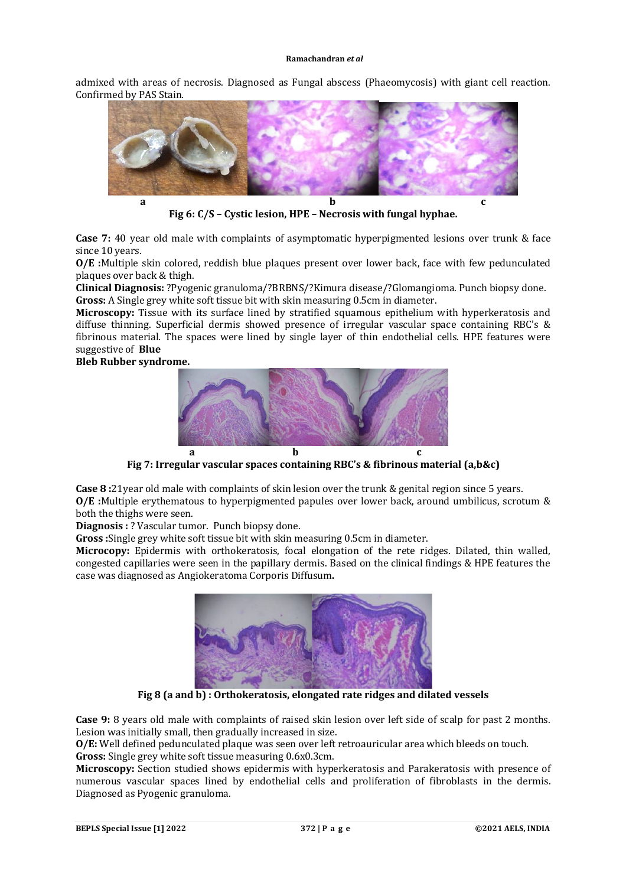admixed with areas of necrosis. Diagnosed as Fungal abscess (Phaeomycosis) with giant cell reaction. Confirmed by PAS Stain.

**Fig 6: C/S – Cystic lesion, HPE – Necrosis with fungal hyphae.**

**Case 7:** 40 year old male with complaints of asymptomatic hyperpigmented lesions over trunk & face since 10 years.

**O/E :**Multiple skin colored, reddish blue plaques present over lower back, face with few pedunculated plaques over back & thigh.

**Clinical Diagnosis:** ?Pyogenic granuloma/?BRBNS/?Kimura disease/?Glomangioma. Punch biopsy done.

**Gross:** A Single grey white soft tissue bit with skin measuring 0.5cm in diameter.

**Microscopy:** Tissue with its surface lined by stratified squamous epithelium with hyperkeratosis and diffuse thinning. Superficial dermis showed presence of irregular vascular space containing RBC's & fibrinous material. The spaces were lined by single layer of thin endothelial cells. HPE features were suggestive of **Blue Bleb Rubber syndrome.**

**Fig 7: Irregular vascular spaces containing RBC's & fibrinous material (a,b&c)**

**Case 8 :**21year old male with complaints of skin lesion over the trunk & genital region since 5 years.

**O/E :**Multiple erythematous to hyperpigmented papules over lower back, around umbilicus, scrotum & both the thighs were seen.

**Diagnosis :** ? Vascular tumor. Punch biopsy done.

**Gross :**Single grey white soft tissue bit with skin measuring 0.5cm in diameter.

**Microcopy:** Epidermis with orthokeratosis, focal elongation of the rete ridges. Dilated, thin walled, congested capillaries were seen in the papillary dermis. Based on the clinical findings & HPE features the case was diagnosed as Angiokeratoma Corporis Diffusum**.**

**Fig 8 (a and b) : Orthokeratosis, elongated rate ridges and dilated vessels**

**Case 9:** 8 years old male with complaints of raised skin lesion over left side of scalp for past 2 months. Lesion was initially small, then gradually increased in size.

**O/E:** Well defined pedunculated plaque was seen over left retroauricular area which bleeds on touch.

**Gross:** Single grey white soft tissue measuring 0.6x0.3cm.

**Microscopy:** Section studied shows epidermis with hyperkeratosis and Parakeratosis with presence of numerous vascular spaces lined by endothelial cells and proliferation of fibroblasts in the dermis. Diagnosed as Pyogenic granuloma.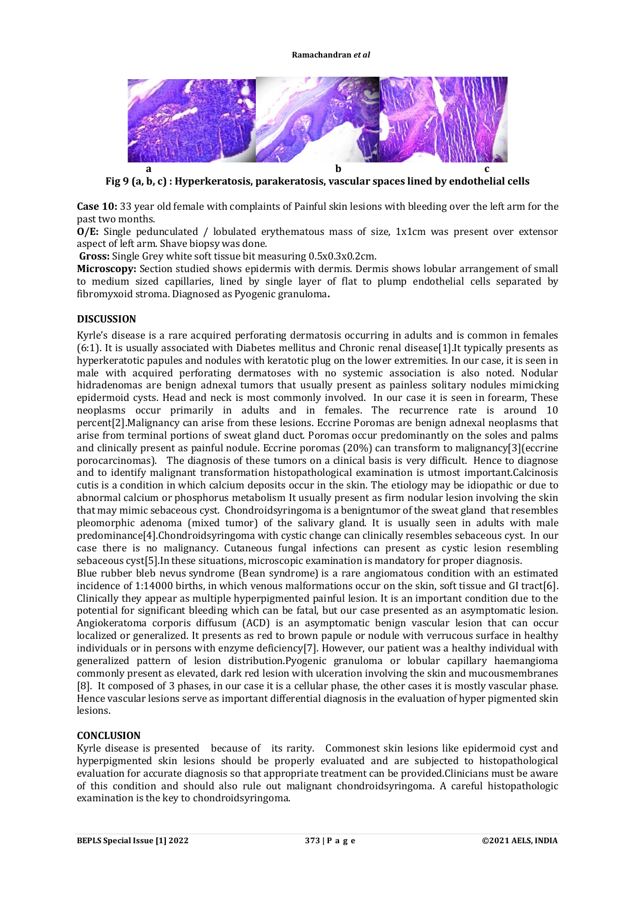**Fig 9 (a, b, c) : Hyperkeratosis, parakeratosis, vascular spaces lined by endothelial cells**

**Case 10:** 33 year old female with complaints of Painful skin lesions with bleeding over the left arm for the past two months.

**O/E:** Single pedunculated / lobulated erythematous mass of size, 1x1cm was present over extensor aspect of left arm. Shave biopsy was done.

**Gross:** Single Grey white soft tissue bit measuring 0.5x0.3x0.2cm.

**Microscopy:** Section studied shows epidermis with dermis. Dermis shows lobular arrangement of small to medium sized capillaries, lined by single layer of flat to plump endothelial cells separated by fibromyxoid stroma. Diagnosed as Pyogenic granuloma**.**

## DISCUSSION

Kyrle's disease is a rare acquired perforating dermatosis occurring in adults and is common in females (6:1). It is usually associated with Diabetes mellitus and Chronic renal disease[1].It typically presents as hyperkeratotic papules and nodules with keratotic plug on the lower extremities. In our case, it is seen in male with acquired perforating dermatoses with no systemic association is also noted. Nodular hidradenomas are benign adnexal tumors that usually present as painless solitary nodules mimicking epidermoid cysts. Head and neck is most commonly involved. In our case it is seen in forearm, These neoplasms occur primarily in adults and in females. The recurrence rate is around 10 percent[2].Malignancy can arise from these lesions. Eccrine Poromas are benign adnexal neoplasms that arise from terminal portions of sweat gland duct. Poromas occur predominantly on the soles and palms and clinically present as painful nodule. Eccrine poromas (20%) can transform to malignancy[3](eccrine porocarcinomas). The diagnosis of these tumors on a clinical basis is very difficult. Hence to diagnose and to identify malignant transformation histopathological examination is utmost important.Calcinosis cutis is a condition in which calcium deposits occur in the skin. The etiology may be idiopathic or due to abnormal calcium or phosphorus metabolism It usually present as firm nodular lesion involving the skin that may mimic sebaceous cyst. Chondroidsyringoma is a benigntumor of the sweat gland that resembles pleomorphic adenoma (mixed tumor) of the salivary gland. It is usually seen in adults with male predominance[4].Chondroidsyringoma with cystic change can clinically resembles sebaceous cyst. In our case there is no malignancy. Cutaneous fungal infections can present as cystic lesion resembling sebaceous cyst[5].In these situations, microscopic examination is mandatory for proper diagnosis.

Blue rubber bleb nevus syndrome (Bean syndrome) is a rare angiomatous condition with an estimated incidence of 1:14000 births, in which venous malformations occur on the skin, soft tissue and GI tract[6]. Clinically they appear as multiple hyperpigmented painful lesion. It is an important condition due to the potential for significant bleeding which can be fatal, but our case presented as an asymptomatic lesion. Angiokeratoma corporis diffusum (ACD) is an asymptomatic benign vascular lesion that can occur localized or generalized. It presents as red to brown papule or nodule with verrucous surface in healthy individuals or in persons with enzyme deficiency[7]. However, our patient was a healthy individual with generalized pattern of lesion distribution.Pyogenic granuloma or lobular capillary haemangioma commonly present as elevated, dark red lesion with ulceration involving the skin and mucousmembranes [8]. It composed of 3 phases, in our case it is a cellular phase, the other cases it is mostly vascular phase. Hence vascular lesions serve as important differential diagnosis in the evaluation of hyper pigmented skin lesions.

## CONCLUSION

Kyrle disease is presented because of its rarity. Commonest skin lesions like epidermoid cyst and hyperpigmented skin lesions should be properly evaluated and are subjected to histopathological evaluation for accurate diagnosis so that appropriate treatment can be provided.Clinicians must be aware of this condition and should also rule out malignant chondroidsyringoma. A careful histopathologic examination is the key to chondroidsyringoma.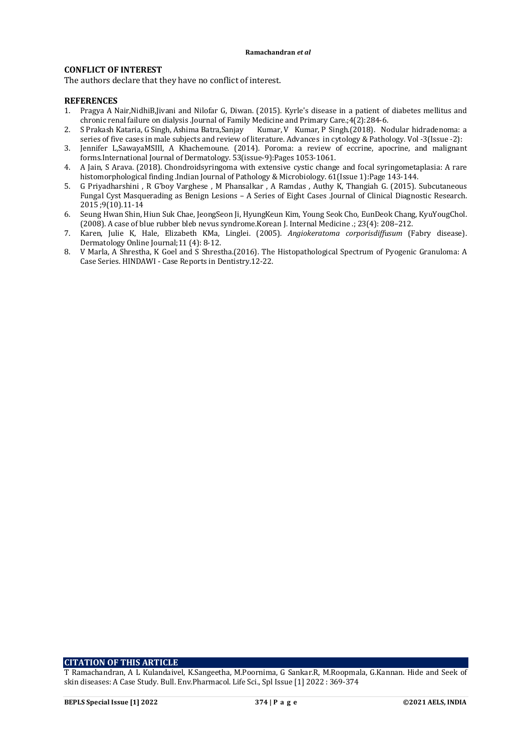## CONFLICT OF INTEREST

The authors declare that they have no conflict of interest.

## REFERENCES

1. Pragya A Nair,NidhiB,Jivani and Nilofar G, Diwan. (2015). Kyrle's disease in a patient of diabetes mellitus and chronic renal failure on dialysis .Journal of Family Medicine and Primary Care.;4(2):284-6.
2. S Prakash Kataria, G Singh, Ashima Batra,Sanjay Kumar, V Kumar, P Singh.(2018). Nodular hidradenoma: a series of five cases in male subjects and review of literature. Advances in cytology & Pathology. Vol -3(Issue -2):
3. Jennifer L,SawayaMSIII, A Khachemoune. (2014). Poroma: a review of eccrine, apocrine, and malignant forms.International Journal of Dermatology. 53(issue-9):Pages 1053-1061.
4. A Jain, S Arava. (2018). Chondroidsyringoma with extensive cystic change and focal syringometaplasia: A rare histomorphological finding .Indian Journal of Pathology & Microbiology. 61(Issue 1):Page 143-144.
5. G Priyadharshini , R G'boy Varghese , M Phansalkar , A Ramdas , Authy K, Thangiah G. (2015). Subcutaneous Fungal Cyst Masquerading as Benign Lesions – A Series of Eight Cases .Journal of Clinical Diagnostic Research. 2015 ;9(10).11-14
6. Seung Hwan Shin, Hiun Suk Chae, JeongSeon Ji, HyungKeun Kim, Young Seok Cho, EunDeok Chang, KyuYougChol. (2008). A case of blue rubber bleb nevus syndrome.Korean J. Internal Medicine .; 23(4): 208–212.
7. Karen, Julie K, Hale, Elizabeth KMa, Linglei. (2005). *Angiokeratoma corporisdiffusum* (Fabry disease). Dermatology Online Journal;11 (4): 8-12.
8. V Marla, A Shrestha, K Goel and S Shrestha.(2016). The Histopathological Spectrum of Pyogenic Granuloma: A Case Series. HINDAWI - Case Reports in Dentistry.12-22.

**CITATION OF THIS ARTICLE**

T Ramachandran, A L Kulandaivel, K.Sangeetha, M.Poornima, G Sankar.R, M.Roopmala, G.Kannan. Hide and Seek of skin diseases: A Case Study. Bull. Env.Pharmacol. Life Sci., Spl Issue [1] 2022 : 369-374